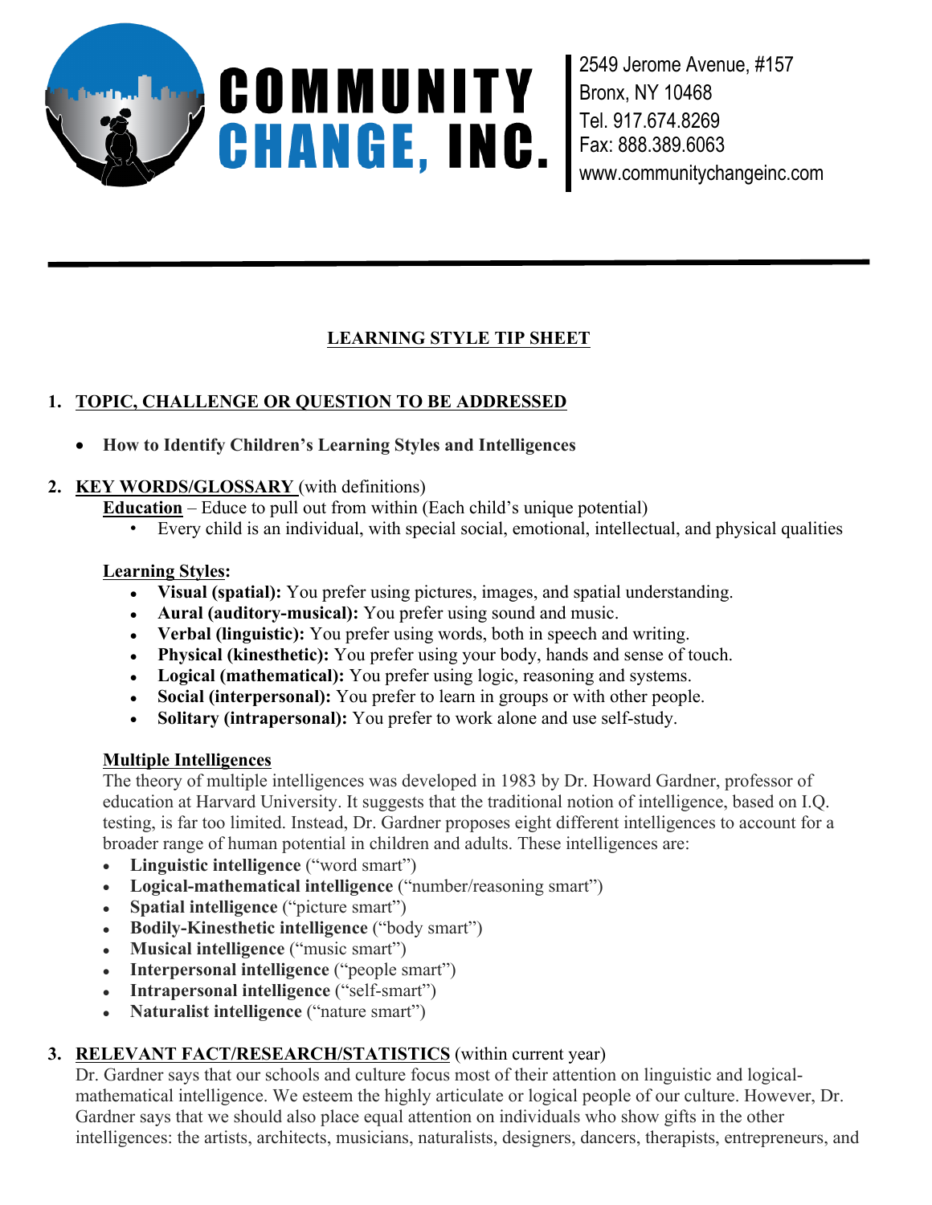**COMMUNITY CHANGE, INC.**

2549 Jerome Avenue, #157
Bronx, NY 10468
Tel. 917.674.8269
Fax: 888.389.6063
www.communitychangeinc.com

---

# LEARNING STYLE TIP SHEET

## 1. TOPIC, CHALLENGE OR QUESTION TO BE ADDRESSED

- **How to Identify Children's Learning Styles and Intelligences**

## 2. KEY WORDS/GLOSSARY (with definitions)

**Education** – Educe to pull out from within (Each child's unique potential)

- Every child is an individual, with special social, emotional, intellectual, and physical qualities

**Learning Styles:**

- **Visual (spatial):** You prefer using pictures, images, and spatial understanding.
- **Aural (auditory-musical):** You prefer using sound and music.
- **Verbal (linguistic):** You prefer using words, both in speech and writing.
- **Physical (kinesthetic):** You prefer using your body, hands and sense of touch.
- **Logical (mathematical):** You prefer using logic, reasoning and systems.
- **Social (interpersonal):** You prefer to learn in groups or with other people.
- **Solitary (intrapersonal):** You prefer to work alone and use self-study.

**Multiple Intelligences**

The theory of multiple intelligences was developed in 1983 by Dr. Howard Gardner, professor of education at Harvard University. It suggests that the traditional notion of intelligence, based on I.Q. testing, is far too limited. Instead, Dr. Gardner proposes eight different intelligences to account for a broader range of human potential in children and adults. These intelligences are:

- **Linguistic intelligence** ("word smart")
- **Logical-mathematical intelligence** ("number/reasoning smart")
- **Spatial intelligence** ("picture smart")
- **Bodily-Kinesthetic intelligence** ("body smart")
- **Musical intelligence** ("music smart")
- **Interpersonal intelligence** ("people smart")
- **Intrapersonal intelligence** ("self-smart")
- **Naturalist intelligence** ("nature smart")

## 3. RELEVANT FACT/RESEARCH/STATISTICS (within current year)

Dr. Gardner says that our schools and culture focus most of their attention on linguistic and logical-mathematical intelligence. We esteem the highly articulate or logical people of our culture. However, Dr. Gardner says that we should also place equal attention on individuals who show gifts in the other intelligences: the artists, architects, musicians, naturalists, designers, dancers, therapists, entrepreneurs, and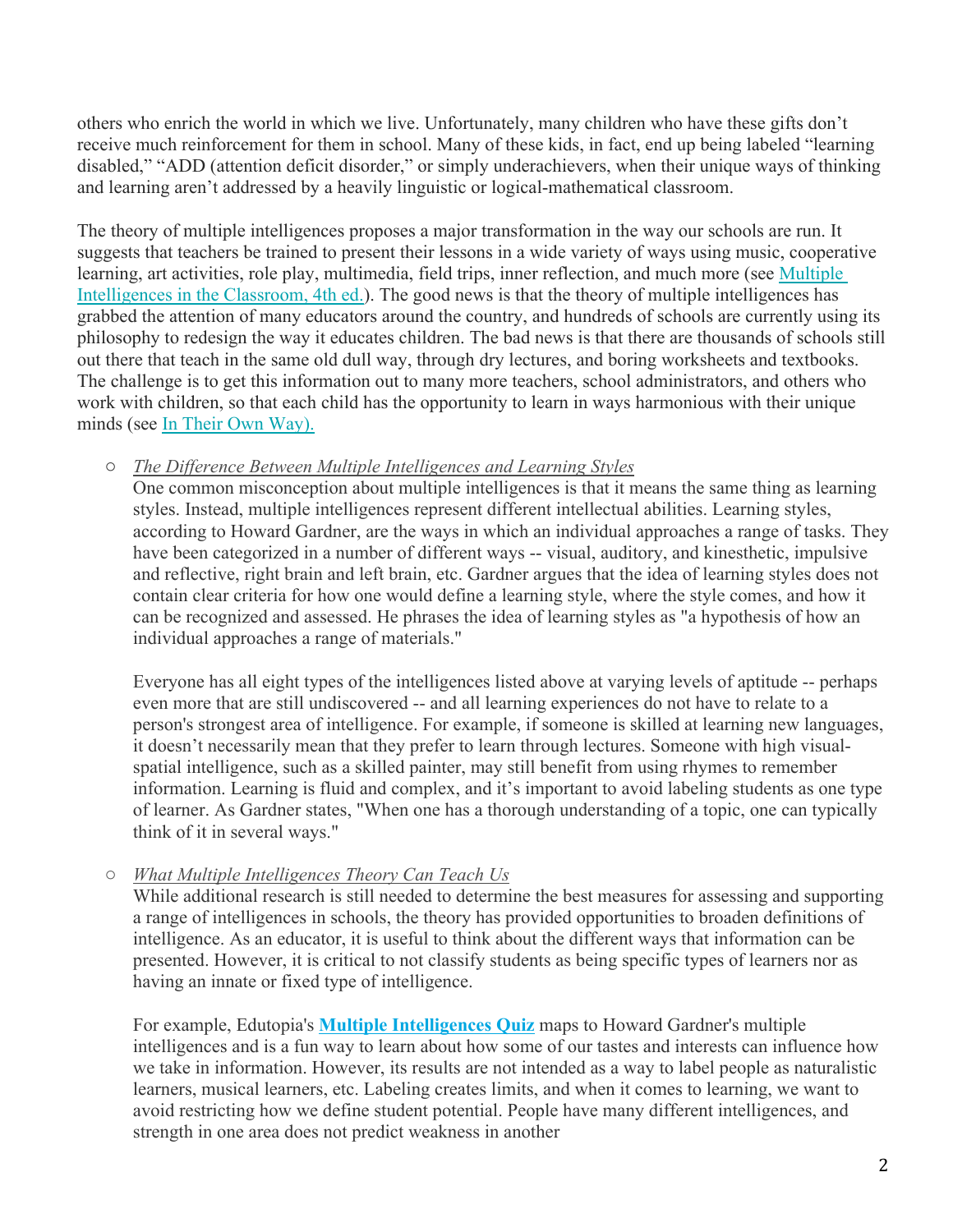others who enrich the world in which we live. Unfortunately, many children who have these gifts don't receive much reinforcement for them in school. Many of these kids, in fact, end up being labeled "learning disabled," "ADD (attention deficit disorder," or simply underachievers, when their unique ways of thinking and learning aren't addressed by a heavily linguistic or logical-mathematical classroom.

The theory of multiple intelligences proposes a major transformation in the way our schools are run. It suggests that teachers be trained to present their lessons in a wide variety of ways using music, cooperative learning, art activities, role play, multimedia, field trips, inner reflection, and much more (see Multiple Intelligences in the Classroom, 4th ed.). The good news is that the theory of multiple intelligences has grabbed the attention of many educators around the country, and hundreds of schools are currently using its philosophy to redesign the way it educates children. The bad news is that there are thousands of schools still out there that teach in the same old dull way, through dry lectures, and boring worksheets and textbooks. The challenge is to get this information out to many more teachers, school administrators, and others who work with children, so that each child has the opportunity to learn in ways harmonious with their unique minds (see In Their Own Way).

- *The Difference Between Multiple Intelligences and Learning Styles*
  One common misconception about multiple intelligences is that it means the same thing as learning styles. Instead, multiple intelligences represent different intellectual abilities. Learning styles, according to Howard Gardner, are the ways in which an individual approaches a range of tasks. They have been categorized in a number of different ways -- visual, auditory, and kinesthetic, impulsive and reflective, right brain and left brain, etc. Gardner argues that the idea of learning styles does not contain clear criteria for how one would define a learning style, where the style comes, and how it can be recognized and assessed. He phrases the idea of learning styles as "a hypothesis of how an individual approaches a range of materials."

  Everyone has all eight types of the intelligences listed above at varying levels of aptitude -- perhaps even more that are still undiscovered -- and all learning experiences do not have to relate to a person's strongest area of intelligence. For example, if someone is skilled at learning new languages, it doesn't necessarily mean that they prefer to learn through lectures. Someone with high visual-spatial intelligence, such as a skilled painter, may still benefit from using rhymes to remember information. Learning is fluid and complex, and it's important to avoid labeling students as one type of learner. As Gardner states, "When one has a thorough understanding of a topic, one can typically think of it in several ways."

- *What Multiple Intelligences Theory Can Teach Us*
  While additional research is still needed to determine the best measures for assessing and supporting a range of intelligences in schools, the theory has provided opportunities to broaden definitions of intelligence. As an educator, it is useful to think about the different ways that information can be presented. However, it is critical to not classify students as being specific types of learners nor as having an innate or fixed type of intelligence.

  For example, Edutopia's **Multiple Intelligences Quiz** maps to Howard Gardner's multiple intelligences and is a fun way to learn about how some of our tastes and interests can influence how we take in information. However, its results are not intended as a way to label people as naturalistic learners, musical learners, etc. Labeling creates limits, and when it comes to learning, we want to avoid restricting how we define student potential. People have many different intelligences, and strength in one area does not predict weakness in another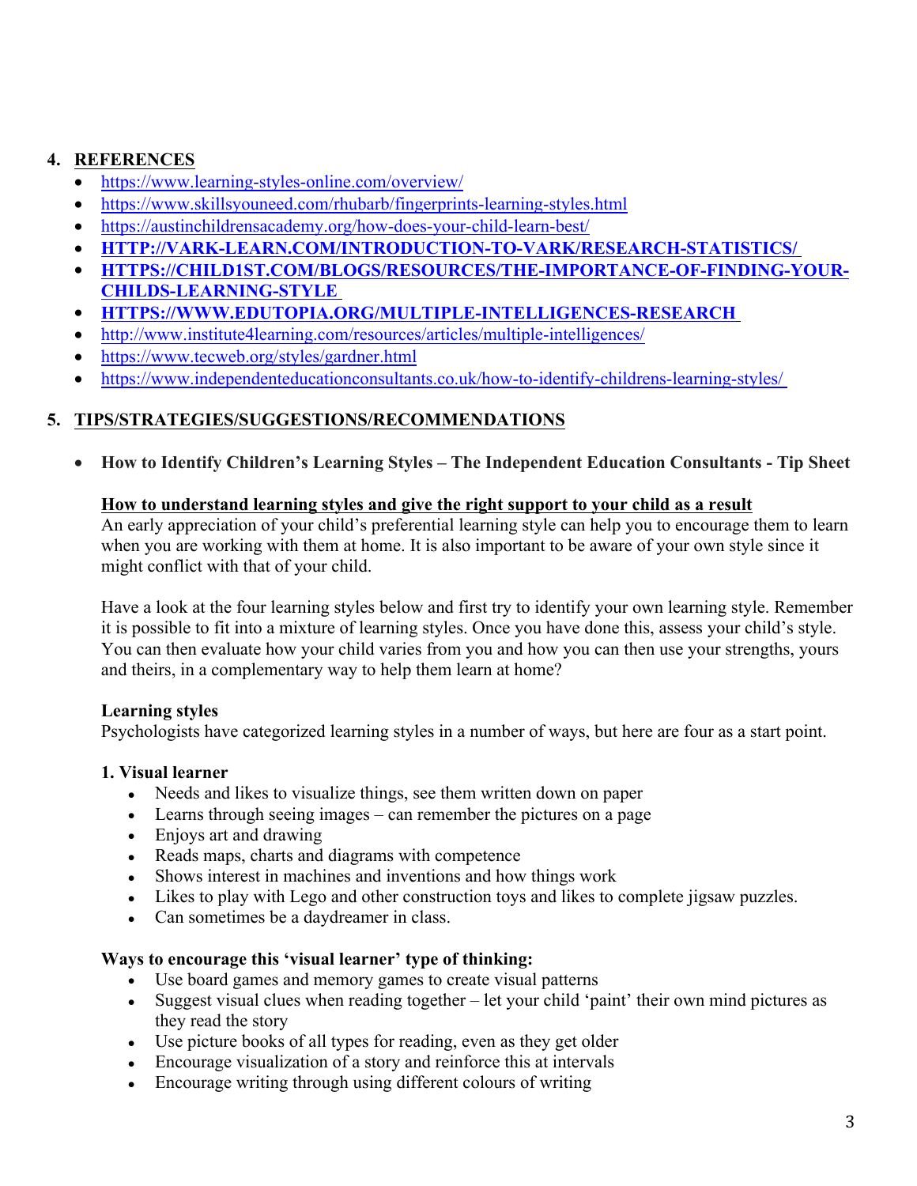## 4. REFERENCES

- https://www.learning-styles-online.com/overview/
- https://www.skillsyouneed.com/rhubarb/fingerprints-learning-styles.html
- https://austinchildrensacademy.org/how-does-your-child-learn-best/
- **HTTP://VARK-LEARN.COM/INTRODUCTION-TO-VARK/RESEARCH-STATISTICS/**
- **HTTPS://CHILD1ST.COM/BLOGS/RESOURCES/THE-IMPORTANCE-OF-FINDING-YOUR-CHILDS-LEARNING-STYLE**
- **HTTPS://WWW.EDUTOPIA.ORG/MULTIPLE-INTELLIGENCES-RESEARCH**
- http://www.institute4learning.com/resources/articles/multiple-intelligences/
- https://www.tecweb.org/styles/gardner.html
- https://www.independenteducationconsultants.co.uk/how-to-identify-childrens-learning-styles/

## 5. TIPS/STRATEGIES/SUGGESTIONS/RECOMMENDATIONS

- **How to Identify Children's Learning Styles – The Independent Education Consultants - Tip Sheet**

**How to understand learning styles and give the right support to your child as a result**

An early appreciation of your child's preferential learning style can help you to encourage them to learn when you are working with them at home. It is also important to be aware of your own style since it might conflict with that of your child.

Have a look at the four learning styles below and first try to identify your own learning style. Remember it is possible to fit into a mixture of learning styles. Once you have done this, assess your child's style. You can then evaluate how your child varies from you and how you can then use your strengths, yours and theirs, in a complementary way to help them learn at home?

**Learning styles**

Psychologists have categorized learning styles in a number of ways, but here are four as a start point.

**1. Visual learner**

- Needs and likes to visualize things, see them written down on paper
- Learns through seeing images – can remember the pictures on a page
- Enjoys art and drawing
- Reads maps, charts and diagrams with competence
- Shows interest in machines and inventions and how things work
- Likes to play with Lego and other construction toys and likes to complete jigsaw puzzles.
- Can sometimes be a daydreamer in class.

**Ways to encourage this 'visual learner' type of thinking:**

- Use board games and memory games to create visual patterns
- Suggest visual clues when reading together – let your child 'paint' their own mind pictures as they read the story
- Use picture books of all types for reading, even as they get older
- Encourage visualization of a story and reinforce this at intervals
- Encourage writing through using different colours of writing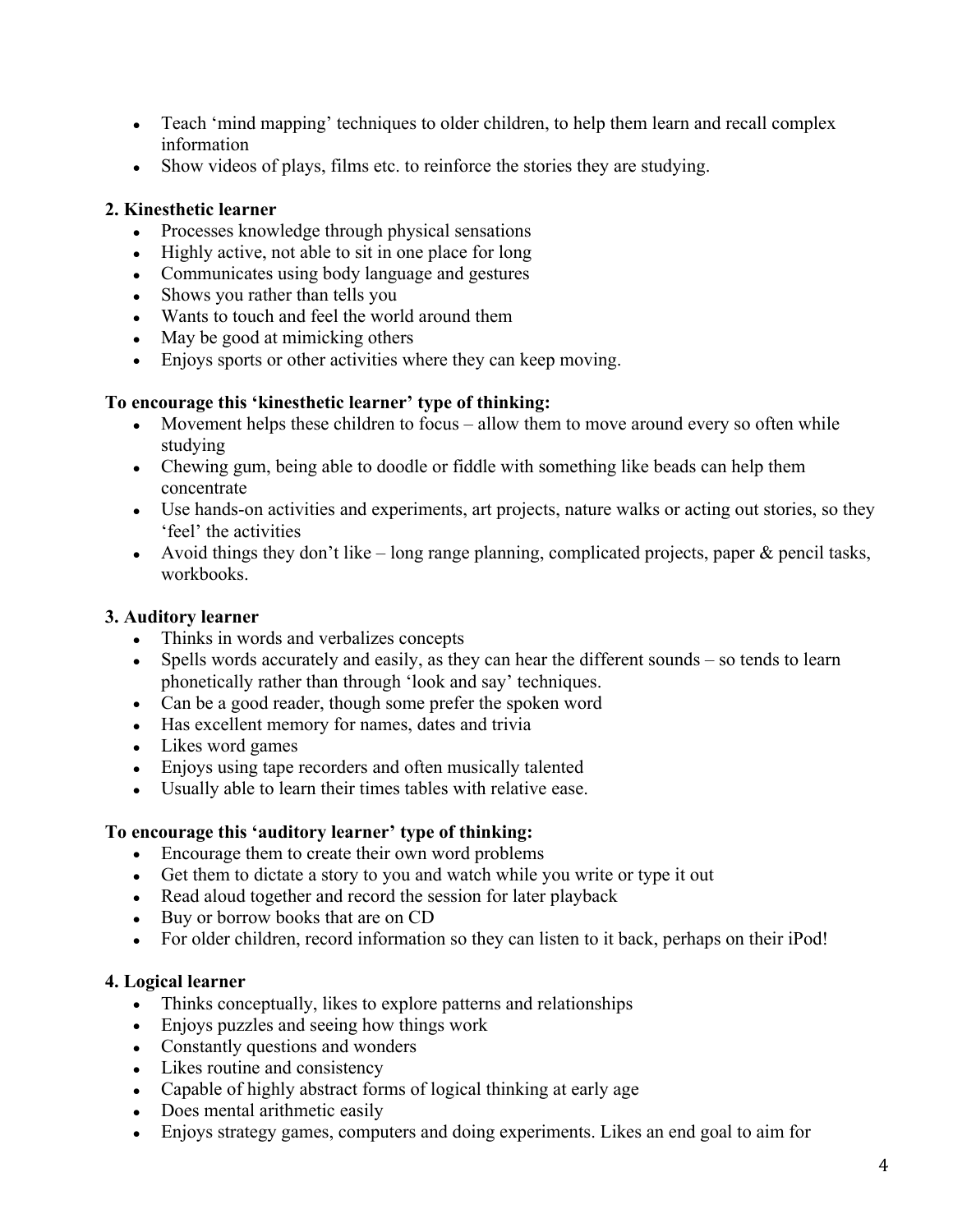- Teach 'mind mapping' techniques to older children, to help them learn and recall complex information
- Show videos of plays, films etc. to reinforce the stories they are studying.

**2. Kinesthetic learner**

- Processes knowledge through physical sensations
- Highly active, not able to sit in one place for long
- Communicates using body language and gestures
- Shows you rather than tells you
- Wants to touch and feel the world around them
- May be good at mimicking others
- Enjoys sports or other activities where they can keep moving.

**To encourage this 'kinesthetic learner' type of thinking:**

- Movement helps these children to focus – allow them to move around every so often while studying
- Chewing gum, being able to doodle or fiddle with something like beads can help them concentrate
- Use hands-on activities and experiments, art projects, nature walks or acting out stories, so they 'feel' the activities
- Avoid things they don't like – long range planning, complicated projects, paper & pencil tasks, workbooks.

**3. Auditory learner**

- Thinks in words and verbalizes concepts
- Spells words accurately and easily, as they can hear the different sounds – so tends to learn phonetically rather than through 'look and say' techniques.
- Can be a good reader, though some prefer the spoken word
- Has excellent memory for names, dates and trivia
- Likes word games
- Enjoys using tape recorders and often musically talented
- Usually able to learn their times tables with relative ease.

**To encourage this 'auditory learner' type of thinking:**

- Encourage them to create their own word problems
- Get them to dictate a story to you and watch while you write or type it out
- Read aloud together and record the session for later playback
- Buy or borrow books that are on CD
- For older children, record information so they can listen to it back, perhaps on their iPod!

**4. Logical learner**

- Thinks conceptually, likes to explore patterns and relationships
- Enjoys puzzles and seeing how things work
- Constantly questions and wonders
- Likes routine and consistency
- Capable of highly abstract forms of logical thinking at early age
- Does mental arithmetic easily
- Enjoys strategy games, computers and doing experiments. Likes an end goal to aim for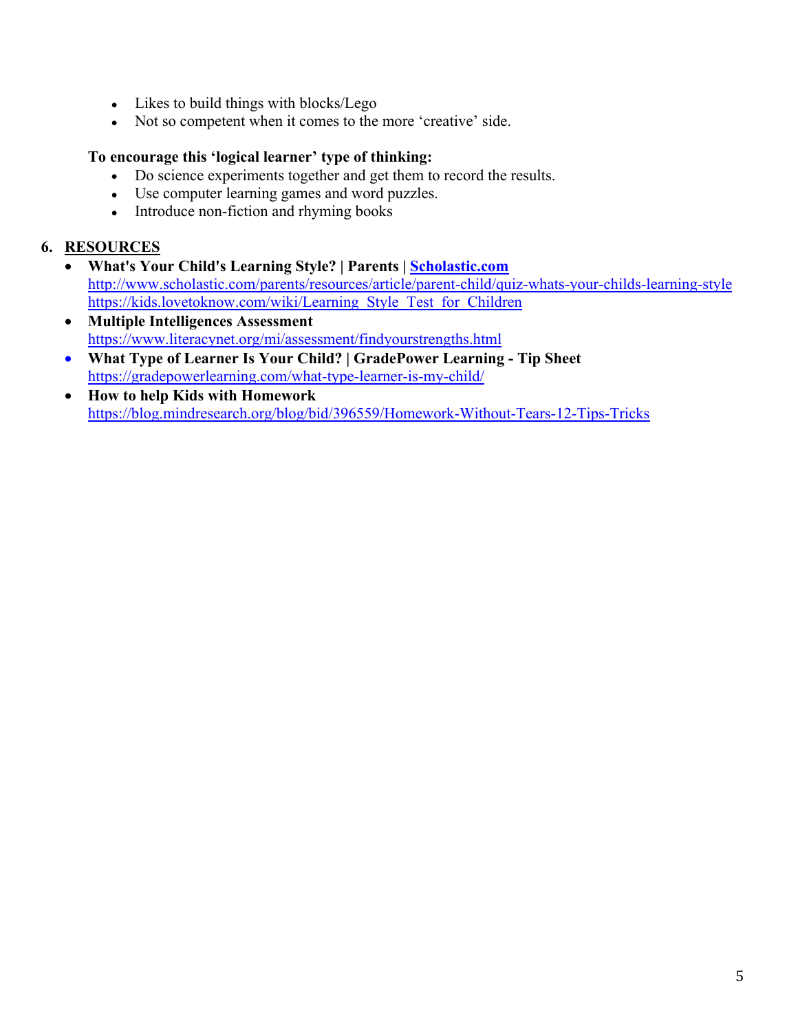- Likes to build things with blocks/Lego
- Not so competent when it comes to the more 'creative' side.

**To encourage this 'logical learner' type of thinking:**

- Do science experiments together and get them to record the results.
- Use computer learning games and word puzzles.
- Introduce non-fiction and rhyming books

## 6. RESOURCES

- **What's Your Child's Learning Style? | Parents | Scholastic.com**
  http://www.scholastic.com/parents/resources/article/parent-child/quiz-whats-your-childs-learning-style
  https://kids.lovetoknow.com/wiki/Learning_Style_Test_for_Children
- **Multiple Intelligences Assessment**
  https://www.literacynet.org/mi/assessment/findyourstrengths.html
- **What Type of Learner Is Your Child? | GradePower Learning - Tip Sheet**
  https://gradepowerlearning.com/what-type-learner-is-my-child/
- **How to help Kids with Homework**
  https://blog.mindresearch.org/blog/bid/396559/Homework-Without-Tears-12-Tips-Tricks